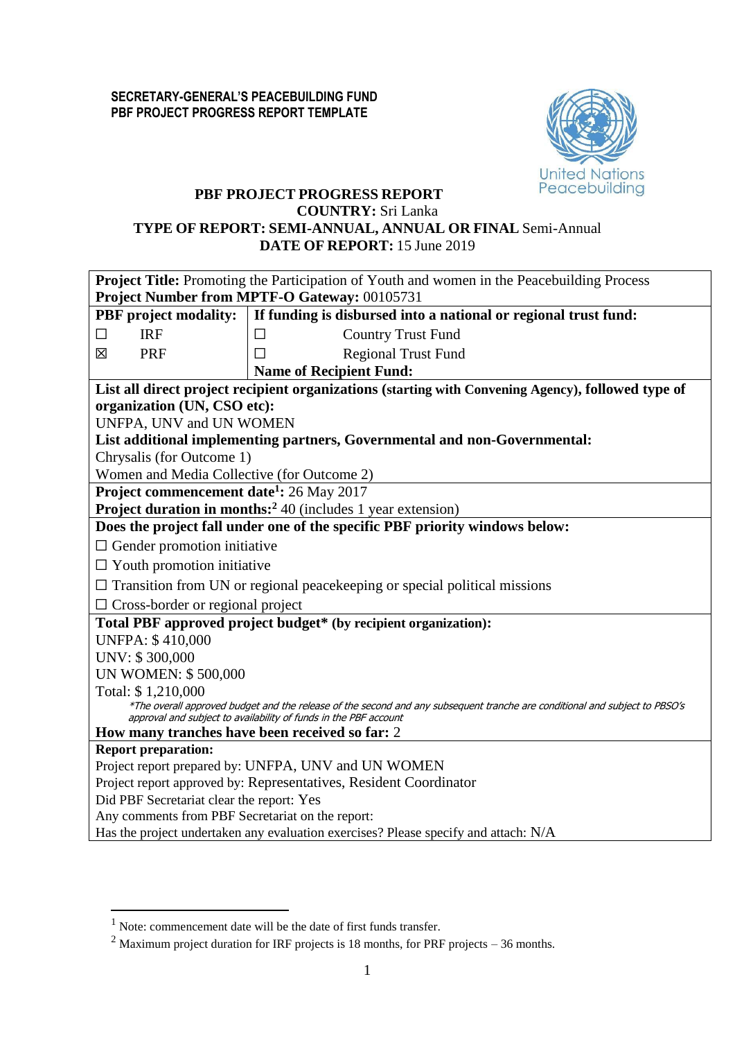**SECRETARY-GENERAL'S PEACEBUILDING FUND**
**PBF PROJECT PROGRESS REPORT TEMPLATE**

# PBF PROJECT PROGRESS REPORT

**COUNTRY:** Sri Lanka
**TYPE OF REPORT: SEMI-ANNUAL, ANNUAL OR FINAL** Semi-Annual
**DATE OF REPORT:** 15 June 2019

| | |
|---|---|
| **Project Title:** Promoting the Participation of Youth and women in the Peacebuilding Process<br>**Project Number from MPTF-O Gateway:** 00105731 | |
| **PBF project modality:**<br>☐ IRF<br>☒ PRF | **If funding is disbursed into a national or regional trust fund:**<br>☐ Country Trust Fund<br>☐ Regional Trust Fund<br>**Name of Recipient Fund:** |
| **List all direct project recipient organizations (starting with Convening Agency), followed type of organization (UN, CSO etc):**<br>UNFPA, UNV and UN WOMEN<br>**List additional implementing partners, Governmental and non-Governmental:**<br>Chrysalis (for Outcome 1)<br>Women and Media Collective (for Outcome 2) | |
| **Project commencement date[1]:** 26 May 2017<br>**Project duration in months:[2]** 40 (includes 1 year extension) | |
| **Does the project fall under one of the specific PBF priority windows below:**<br>☐ Gender promotion initiative<br>☐ Youth promotion initiative<br>☐ Transition from UN or regional peacekeeping or special political missions<br>☐ Cross-border or regional project | |
| **Total PBF approved project budget\* (by recipient organization):**<br>UNFPA: $ 410,000<br>UNV: $ 300,000<br>UN WOMEN: $ 500,000<br>Total: $ 1,210,000<br>*\*The overall approved budget and the release of the second and any subsequent tranche are conditional and subject to PBSO's approval and subject to availability of funds in the PBF account*<br>**How many tranches have been received so far:** 2 | |
| **Report preparation:**<br>Project report prepared by: UNFPA, UNV and UN WOMEN<br>Project report approved by: Representatives, Resident Coordinator<br>Did PBF Secretariat clear the report: Yes<br>Any comments from PBF Secretariat on the report:<br>Has the project undertaken any evaluation exercises? Please specify and attach: N/A | |

[1] Note: commencement date will be the date of first funds transfer.

[2] Maximum project duration for IRF projects is 18 months, for PRF projects – 36 months.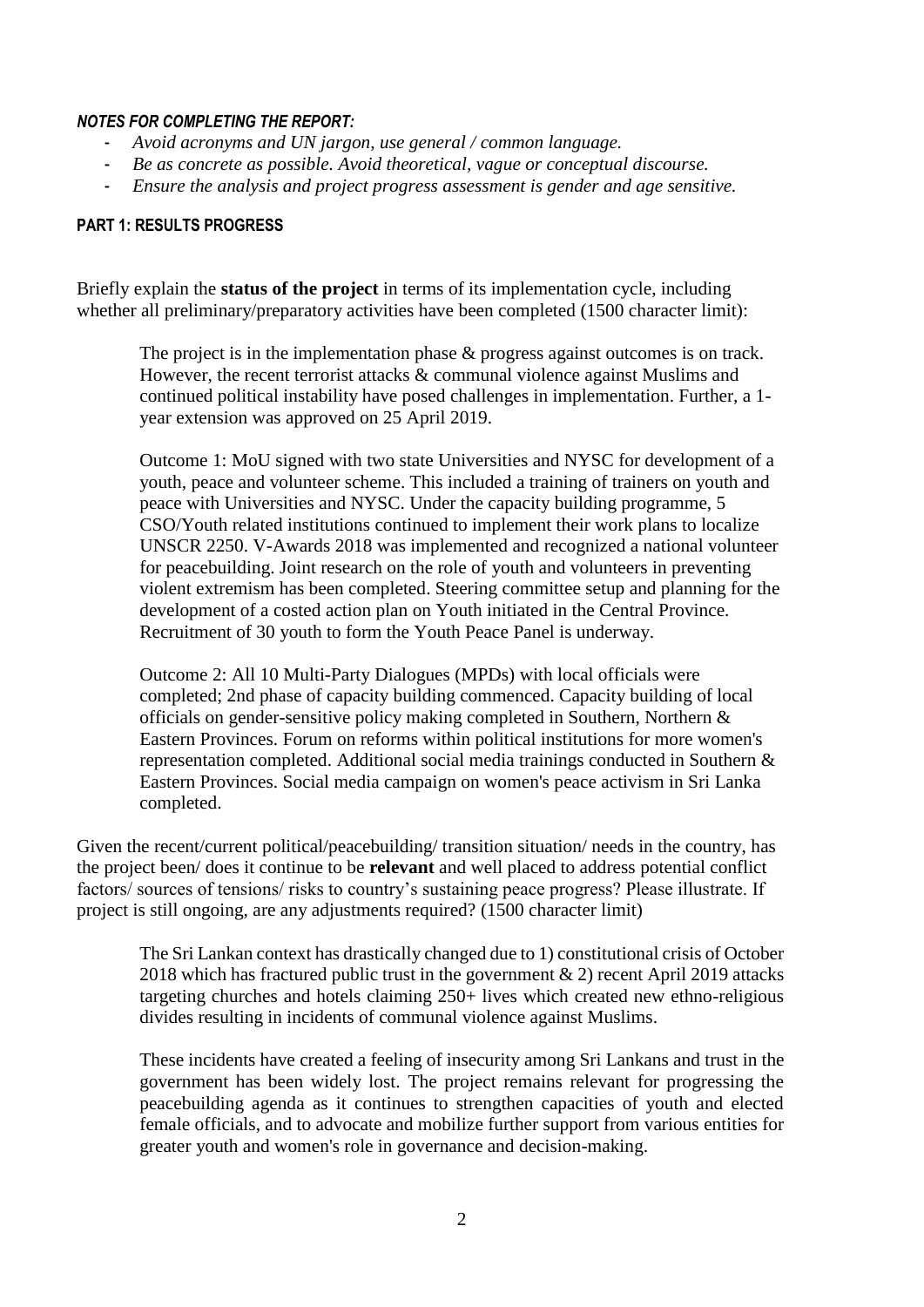***NOTES FOR COMPLETING THE REPORT:***

- *Avoid acronyms and UN jargon, use general / common language.*
- *Be as concrete as possible. Avoid theoretical, vague or conceptual discourse.*
- *Ensure the analysis and project progress assessment is gender and age sensitive.*

**PART 1: RESULTS PROGRESS**

Briefly explain the **status of the project** in terms of its implementation cycle, including whether all preliminary/preparatory activities have been completed (1500 character limit):

> The project is in the implementation phase & progress against outcomes is on track. However, the recent terrorist attacks & communal violence against Muslims and continued political instability have posed challenges in implementation. Further, a 1-year extension was approved on 25 April 2019.
>
> Outcome 1: MoU signed with two state Universities and NYSC for development of a youth, peace and volunteer scheme. This included a training of trainers on youth and peace with Universities and NYSC. Under the capacity building programme, 5 CSO/Youth related institutions continued to implement their work plans to localize UNSCR 2250. V-Awards 2018 was implemented and recognized a national volunteer for peacebuilding. Joint research on the role of youth and volunteers in preventing violent extremism has been completed. Steering committee setup and planning for the development of a costed action plan on Youth initiated in the Central Province. Recruitment of 30 youth to form the Youth Peace Panel is underway.
>
> Outcome 2: All 10 Multi-Party Dialogues (MPDs) with local officials were completed; 2nd phase of capacity building commenced. Capacity building of local officials on gender-sensitive policy making completed in Southern, Northern & Eastern Provinces. Forum on reforms within political institutions for more women's representation completed. Additional social media trainings conducted in Southern & Eastern Provinces. Social media campaign on women's peace activism in Sri Lanka completed.

Given the recent/current political/peacebuilding/ transition situation/ needs in the country, has the project been/ does it continue to be **relevant** and well placed to address potential conflict factors/ sources of tensions/ risks to country's sustaining peace progress? Please illustrate. If project is still ongoing, are any adjustments required? (1500 character limit)

> The Sri Lankan context has drastically changed due to 1) constitutional crisis of October 2018 which has fractured public trust in the government & 2) recent April 2019 attacks targeting churches and hotels claiming 250+ lives which created new ethno-religious divides resulting in incidents of communal violence against Muslims.
>
> These incidents have created a feeling of insecurity among Sri Lankans and trust in the government has been widely lost. The project remains relevant for progressing the peacebuilding agenda as it continues to strengthen capacities of youth and elected female officials, and to advocate and mobilize further support from various entities for greater youth and women's role in governance and decision-making.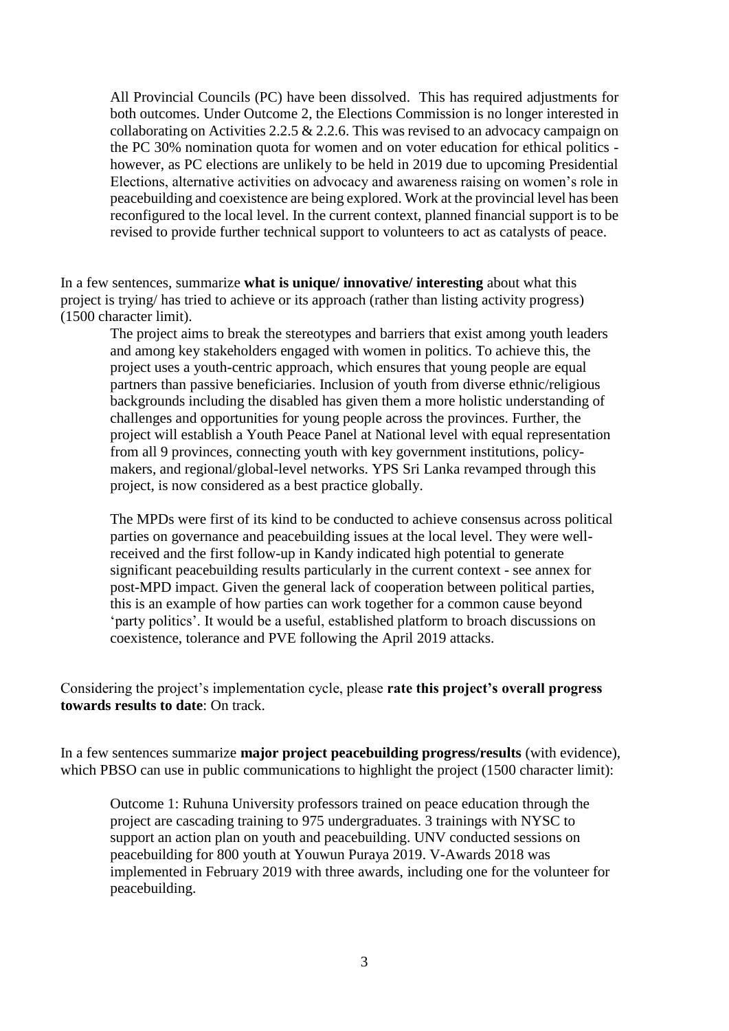All Provincial Councils (PC) have been dissolved. This has required adjustments for both outcomes. Under Outcome 2, the Elections Commission is no longer interested in collaborating on Activities 2.2.5 & 2.2.6. This was revised to an advocacy campaign on the PC 30% nomination quota for women and on voter education for ethical politics - however, as PC elections are unlikely to be held in 2019 due to upcoming Presidential Elections, alternative activities on advocacy and awareness raising on women's role in peacebuilding and coexistence are being explored. Work at the provincial level has been reconfigured to the local level. In the current context, planned financial support is to be revised to provide further technical support to volunteers to act as catalysts of peace.

In a few sentences, summarize **what is unique/ innovative/ interesting** about what this project is trying/ has tried to achieve or its approach (rather than listing activity progress) (1500 character limit).

The project aims to break the stereotypes and barriers that exist among youth leaders and among key stakeholders engaged with women in politics. To achieve this, the project uses a youth-centric approach, which ensures that young people are equal partners than passive beneficiaries. Inclusion of youth from diverse ethnic/religious backgrounds including the disabled has given them a more holistic understanding of challenges and opportunities for young people across the provinces. Further, the project will establish a Youth Peace Panel at National level with equal representation from all 9 provinces, connecting youth with key government institutions, policy-makers, and regional/global-level networks. YPS Sri Lanka revamped through this project, is now considered as a best practice globally.

The MPDs were first of its kind to be conducted to achieve consensus across political parties on governance and peacebuilding issues at the local level. They were well-received and the first follow-up in Kandy indicated high potential to generate significant peacebuilding results particularly in the current context - see annex for post-MPD impact. Given the general lack of cooperation between political parties, this is an example of how parties can work together for a common cause beyond 'party politics'. It would be a useful, established platform to broach discussions on coexistence, tolerance and PVE following the April 2019 attacks.

Considering the project's implementation cycle, please **rate this project's overall progress towards results to date**: On track.

In a few sentences summarize **major project peacebuilding progress/results** (with evidence), which PBSO can use in public communications to highlight the project (1500 character limit):

Outcome 1: Ruhuna University professors trained on peace education through the project are cascading training to 975 undergraduates. 3 trainings with NYSC to support an action plan on youth and peacebuilding. UNV conducted sessions on peacebuilding for 800 youth at Youwun Puraya 2019. V-Awards 2018 was implemented in February 2019 with three awards, including one for the volunteer for peacebuilding.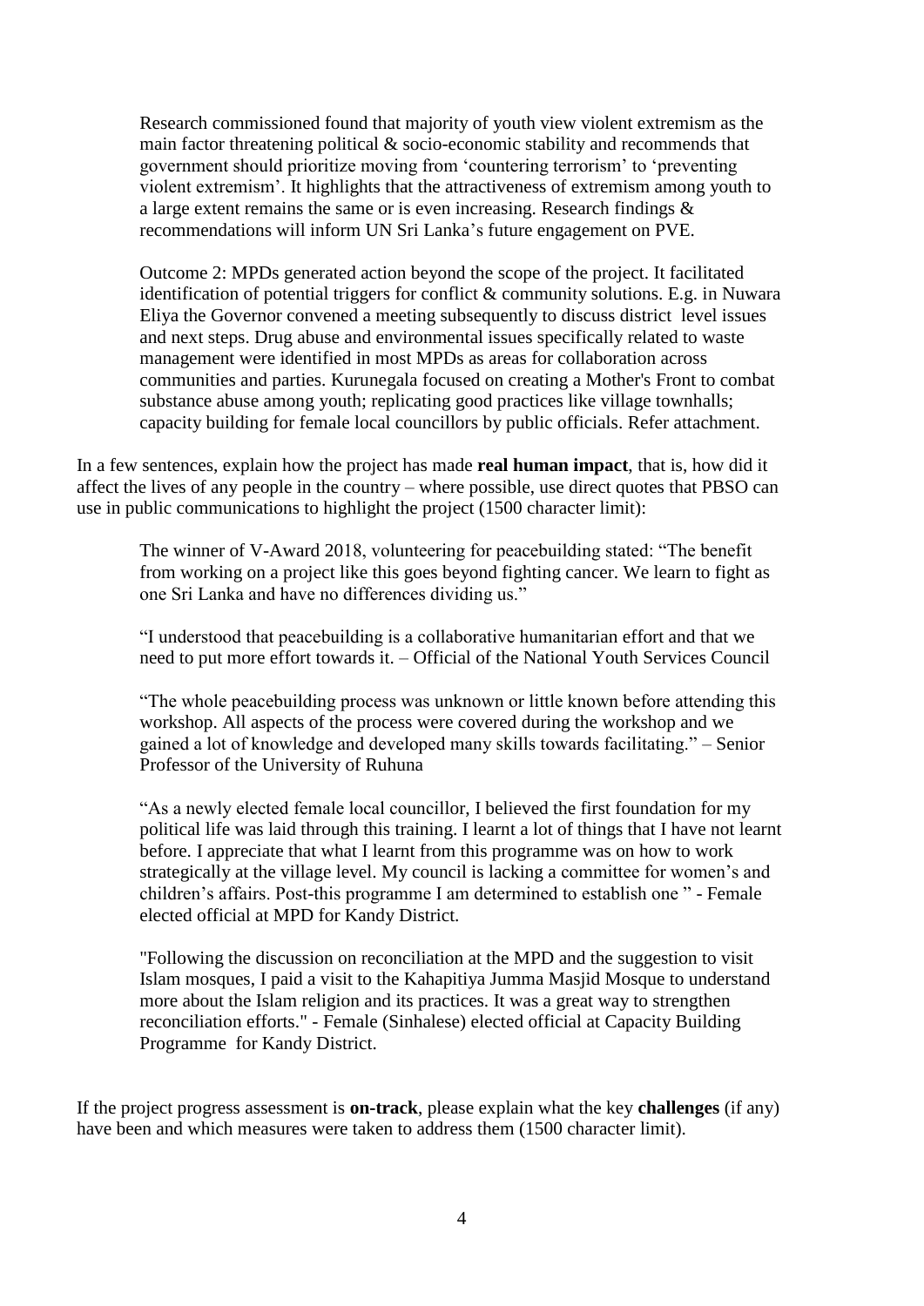Research commissioned found that majority of youth view violent extremism as the main factor threatening political & socio-economic stability and recommends that government should prioritize moving from 'countering terrorism' to 'preventing violent extremism'. It highlights that the attractiveness of extremism among youth to a large extent remains the same or is even increasing. Research findings & recommendations will inform UN Sri Lanka's future engagement on PVE.

Outcome 2: MPDs generated action beyond the scope of the project. It facilitated identification of potential triggers for conflict & community solutions. E.g. in Nuwara Eliya the Governor convened a meeting subsequently to discuss district level issues and next steps. Drug abuse and environmental issues specifically related to waste management were identified in most MPDs as areas for collaboration across communities and parties. Kurunegala focused on creating a Mother's Front to combat substance abuse among youth; replicating good practices like village townhalls; capacity building for female local councillors by public officials. Refer attachment.

In a few sentences, explain how the project has made **real human impact**, that is, how did it affect the lives of any people in the country – where possible, use direct quotes that PBSO can use in public communications to highlight the project (1500 character limit):

The winner of V-Award 2018, volunteering for peacebuilding stated: "The benefit from working on a project like this goes beyond fighting cancer. We learn to fight as one Sri Lanka and have no differences dividing us."

"I understood that peacebuilding is a collaborative humanitarian effort and that we need to put more effort towards it. – Official of the National Youth Services Council

"The whole peacebuilding process was unknown or little known before attending this workshop. All aspects of the process were covered during the workshop and we gained a lot of knowledge and developed many skills towards facilitating." – Senior Professor of the University of Ruhuna

"As a newly elected female local councillor, I believed the first foundation for my political life was laid through this training. I learnt a lot of things that I have not learnt before. I appreciate that what I learnt from this programme was on how to work strategically at the village level. My council is lacking a committee for women's and children's affairs. Post-this programme I am determined to establish one " - Female elected official at MPD for Kandy District.

"Following the discussion on reconciliation at the MPD and the suggestion to visit Islam mosques, I paid a visit to the Kahapitiya Jumma Masjid Mosque to understand more about the Islam religion and its practices. It was a great way to strengthen reconciliation efforts." - Female (Sinhalese) elected official at Capacity Building Programme for Kandy District.

If the project progress assessment is **on-track**, please explain what the key **challenges** (if any) have been and which measures were taken to address them (1500 character limit).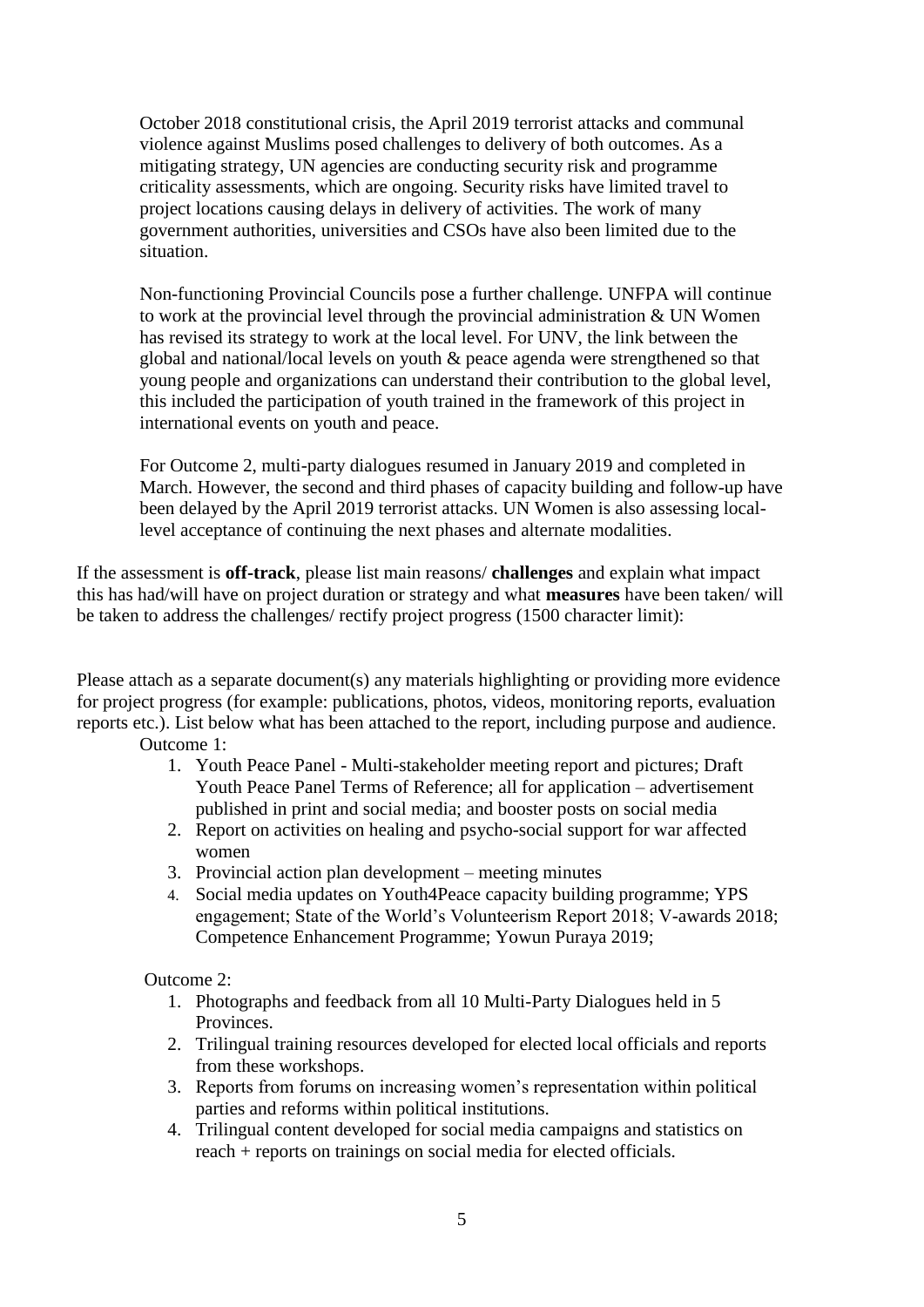October 2018 constitutional crisis, the April 2019 terrorist attacks and communal violence against Muslims posed challenges to delivery of both outcomes. As a mitigating strategy, UN agencies are conducting security risk and programme criticality assessments, which are ongoing. Security risks have limited travel to project locations causing delays in delivery of activities. The work of many government authorities, universities and CSOs have also been limited due to the situation.

Non-functioning Provincial Councils pose a further challenge. UNFPA will continue to work at the provincial level through the provincial administration & UN Women has revised its strategy to work at the local level. For UNV, the link between the global and national/local levels on youth & peace agenda were strengthened so that young people and organizations can understand their contribution to the global level, this included the participation of youth trained in the framework of this project in international events on youth and peace.

For Outcome 2, multi-party dialogues resumed in January 2019 and completed in March. However, the second and third phases of capacity building and follow-up have been delayed by the April 2019 terrorist attacks. UN Women is also assessing local-level acceptance of continuing the next phases and alternate modalities.

If the assessment is **off-track**, please list main reasons/ **challenges** and explain what impact this has had/will have on project duration or strategy and what **measures** have been taken/ will be taken to address the challenges/ rectify project progress (1500 character limit):

Please attach as a separate document(s) any materials highlighting or providing more evidence for project progress (for example: publications, photos, videos, monitoring reports, evaluation reports etc.). List below what has been attached to the report, including purpose and audience.

Outcome 1:

1. Youth Peace Panel - Multi-stakeholder meeting report and pictures; Draft Youth Peace Panel Terms of Reference; all for application – advertisement published in print and social media; and booster posts on social media
2. Report on activities on healing and psycho-social support for war affected women
3. Provincial action plan development – meeting minutes
4. Social media updates on Youth4Peace capacity building programme; YPS engagement; State of the World's Volunteerism Report 2018; V-awards 2018; Competence Enhancement Programme; Yowun Puraya 2019;

Outcome 2:

1. Photographs and feedback from all 10 Multi-Party Dialogues held in 5 Provinces.
2. Trilingual training resources developed for elected local officials and reports from these workshops.
3. Reports from forums on increasing women's representation within political parties and reforms within political institutions.
4. Trilingual content developed for social media campaigns and statistics on reach + reports on trainings on social media for elected officials.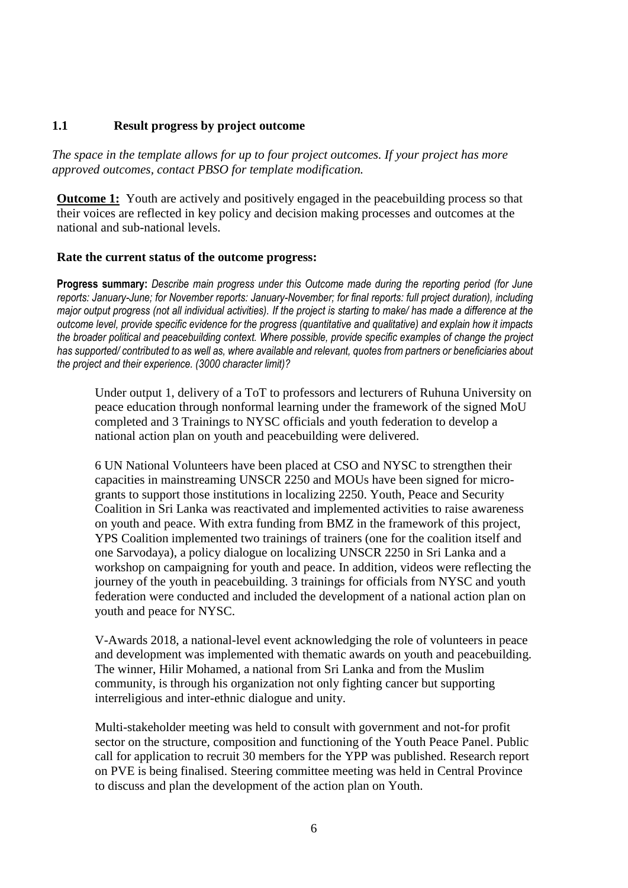### 1.1 Result progress by project outcome

*The space in the template allows for up to four project outcomes. If your project has more approved outcomes, contact PBSO for template modification.*

**Outcome 1:** Youth are actively and positively engaged in the peacebuilding process so that their voices are reflected in key policy and decision making processes and outcomes at the national and sub-national levels.

**Rate the current status of the outcome progress:**

**Progress summary:** *Describe main progress under this Outcome made during the reporting period (for June reports: January-June; for November reports: January-November; for final reports: full project duration), including major output progress (not all individual activities). If the project is starting to make/ has made a difference at the outcome level, provide specific evidence for the progress (quantitative and qualitative) and explain how it impacts the broader political and peacebuilding context. Where possible, provide specific examples of change the project has supported/ contributed to as well as, where available and relevant, quotes from partners or beneficiaries about the project and their experience. (3000 character limit)?*

Under output 1, delivery of a ToT to professors and lecturers of Ruhuna University on peace education through nonformal learning under the framework of the signed MoU completed and 3 Trainings to NYSC officials and youth federation to develop a national action plan on youth and peacebuilding were delivered.

6 UN National Volunteers have been placed at CSO and NYSC to strengthen their capacities in mainstreaming UNSCR 2250 and MOUs have been signed for micro-grants to support those institutions in localizing 2250. Youth, Peace and Security Coalition in Sri Lanka was reactivated and implemented activities to raise awareness on youth and peace. With extra funding from BMZ in the framework of this project, YPS Coalition implemented two trainings of trainers (one for the coalition itself and one Sarvodaya), a policy dialogue on localizing UNSCR 2250 in Sri Lanka and a workshop on campaigning for youth and peace. In addition, videos were reflecting the journey of the youth in peacebuilding. 3 trainings for officials from NYSC and youth federation were conducted and included the development of a national action plan on youth and peace for NYSC.

V-Awards 2018, a national-level event acknowledging the role of volunteers in peace and development was implemented with thematic awards on youth and peacebuilding. The winner, Hilir Mohamed, a national from Sri Lanka and from the Muslim community, is through his organization not only fighting cancer but supporting interreligious and inter-ethnic dialogue and unity.

Multi-stakeholder meeting was held to consult with government and not-for profit sector on the structure, composition and functioning of the Youth Peace Panel. Public call for application to recruit 30 members for the YPP was published. Research report on PVE is being finalised. Steering committee meeting was held in Central Province to discuss and plan the development of the action plan on Youth.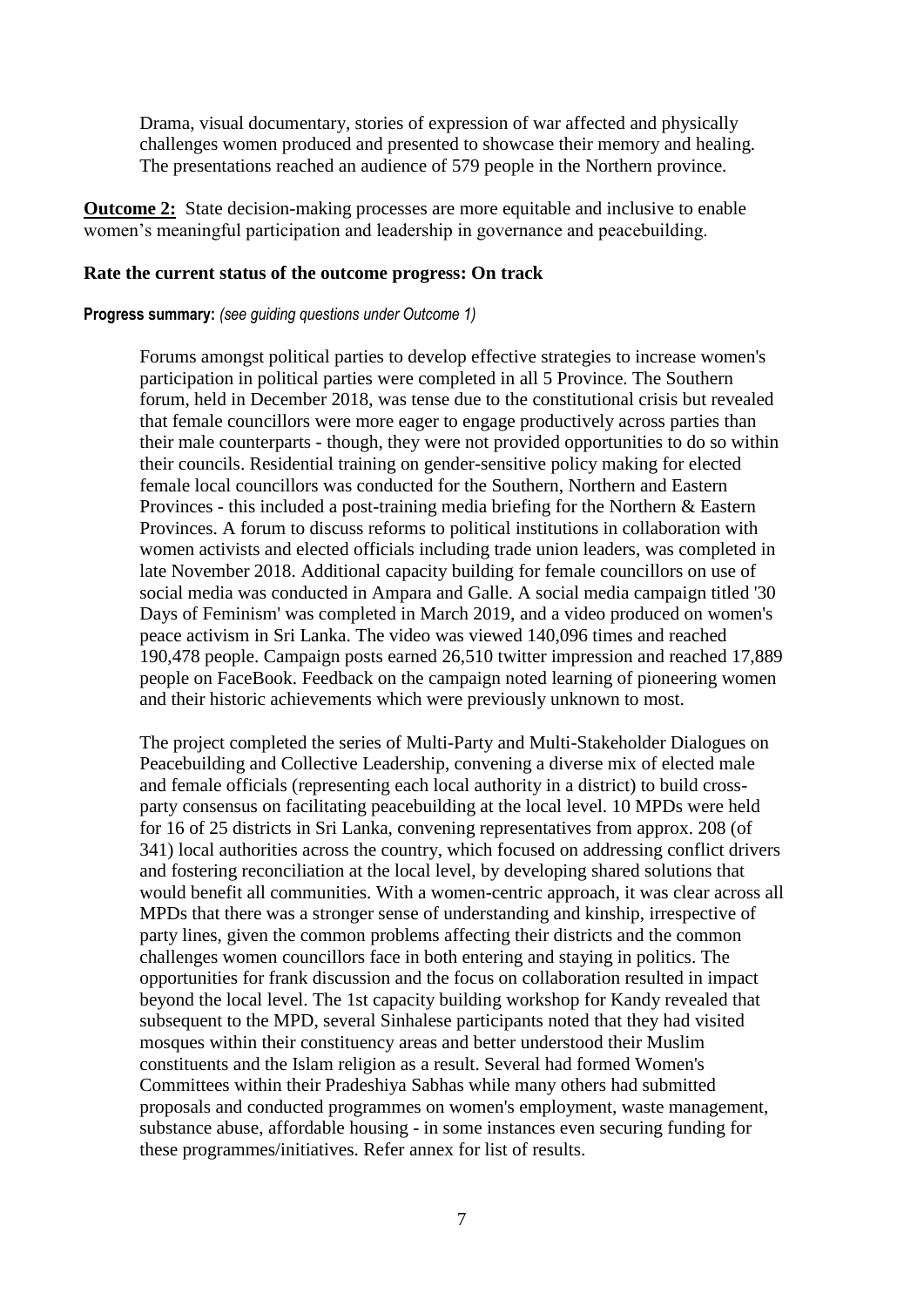Drama, visual documentary, stories of expression of war affected and physically challenges women produced and presented to showcase their memory and healing. The presentations reached an audience of 579 people in the Northern province.

**Outcome 2:** State decision-making processes are more equitable and inclusive to enable women's meaningful participation and leadership in governance and peacebuilding.

**Rate the current status of the outcome progress: On track**

**Progress summary:** *(see guiding questions under Outcome 1)*

Forums amongst political parties to develop effective strategies to increase women's participation in political parties were completed in all 5 Province. The Southern forum, held in December 2018, was tense due to the constitutional crisis but revealed that female councillors were more eager to engage productively across parties than their male counterparts - though, they were not provided opportunities to do so within their councils. Residential training on gender-sensitive policy making for elected female local councillors was conducted for the Southern, Northern and Eastern Provinces - this included a post-training media briefing for the Northern & Eastern Provinces. A forum to discuss reforms to political institutions in collaboration with women activists and elected officials including trade union leaders, was completed in late November 2018. Additional capacity building for female councillors on use of social media was conducted in Ampara and Galle. A social media campaign titled '30 Days of Feminism' was completed in March 2019, and a video produced on women's peace activism in Sri Lanka. The video was viewed 140,096 times and reached 190,478 people. Campaign posts earned 26,510 twitter impression and reached 17,889 people on FaceBook. Feedback on the campaign noted learning of pioneering women and their historic achievements which were previously unknown to most.

The project completed the series of Multi-Party and Multi-Stakeholder Dialogues on Peacebuilding and Collective Leadership, convening a diverse mix of elected male and female officials (representing each local authority in a district) to build cross-party consensus on facilitating peacebuilding at the local level. 10 MPDs were held for 16 of 25 districts in Sri Lanka, convening representatives from approx. 208 (of 341) local authorities across the country, which focused on addressing conflict drivers and fostering reconciliation at the local level, by developing shared solutions that would benefit all communities. With a women-centric approach, it was clear across all MPDs that there was a stronger sense of understanding and kinship, irrespective of party lines, given the common problems affecting their districts and the common challenges women councillors face in both entering and staying in politics. The opportunities for frank discussion and the focus on collaboration resulted in impact beyond the local level. The 1st capacity building workshop for Kandy revealed that subsequent to the MPD, several Sinhalese participants noted that they had visited mosques within their constituency areas and better understood their Muslim constituents and the Islam religion as a result. Several had formed Women's Committees within their Pradeshiya Sabhas while many others had submitted proposals and conducted programmes on women's employment, waste management, substance abuse, affordable housing - in some instances even securing funding for these programmes/initiatives. Refer annex for list of results.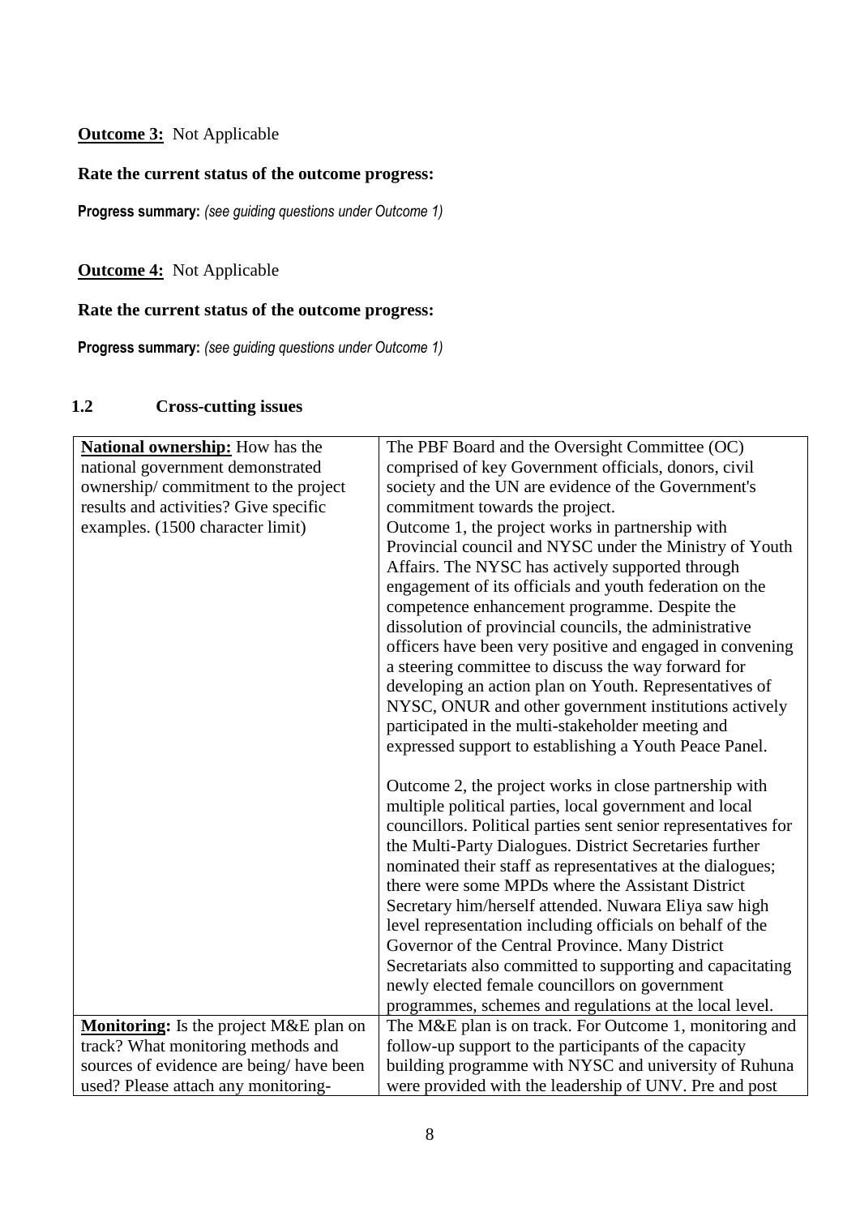**Outcome 3:** Not Applicable

**Rate the current status of the outcome progress:**

**Progress summary:** *(see guiding questions under Outcome 1)*

**Outcome 4:** Not Applicable

**Rate the current status of the outcome progress:**

**Progress summary:** *(see guiding questions under Outcome 1)*

## 1.2 Cross-cutting issues

| | |
|---|---|
| **National ownership:** How has the national government demonstrated ownership/ commitment to the project results and activities? Give specific examples. (1500 character limit) | The PBF Board and the Oversight Committee (OC) comprised of key Government officials, donors, civil society and the UN are evidence of the Government's commitment towards the project.<br>Outcome 1, the project works in partnership with Provincial council and NYSC under the Ministry of Youth Affairs. The NYSC has actively supported through engagement of its officials and youth federation on the competence enhancement programme. Despite the dissolution of provincial councils, the administrative officers have been very positive and engaged in convening a steering committee to discuss the way forward for developing an action plan on Youth. Representatives of NYSC, ONUR and other government institutions actively participated in the multi-stakeholder meeting and expressed support to establishing a Youth Peace Panel.<br><br>Outcome 2, the project works in close partnership with multiple political parties, local government and local councillors. Political parties sent senior representatives for the Multi-Party Dialogues. District Secretaries further nominated their staff as representatives at the dialogues; there were some MPDs where the Assistant District Secretary him/herself attended. Nuwara Eliya saw high level representation including officials on behalf of the Governor of the Central Province. Many District Secretariats also committed to supporting and capacitating newly elected female councillors on government programmes, schemes and regulations at the local level. |
| **Monitoring:** Is the project M&E plan on track? What monitoring methods and sources of evidence are being/ have been used? Please attach any monitoring- | The M&E plan is on track. For Outcome 1, monitoring and follow-up support to the participants of the capacity building programme with NYSC and university of Ruhuna were provided with the leadership of UNV. Pre and post |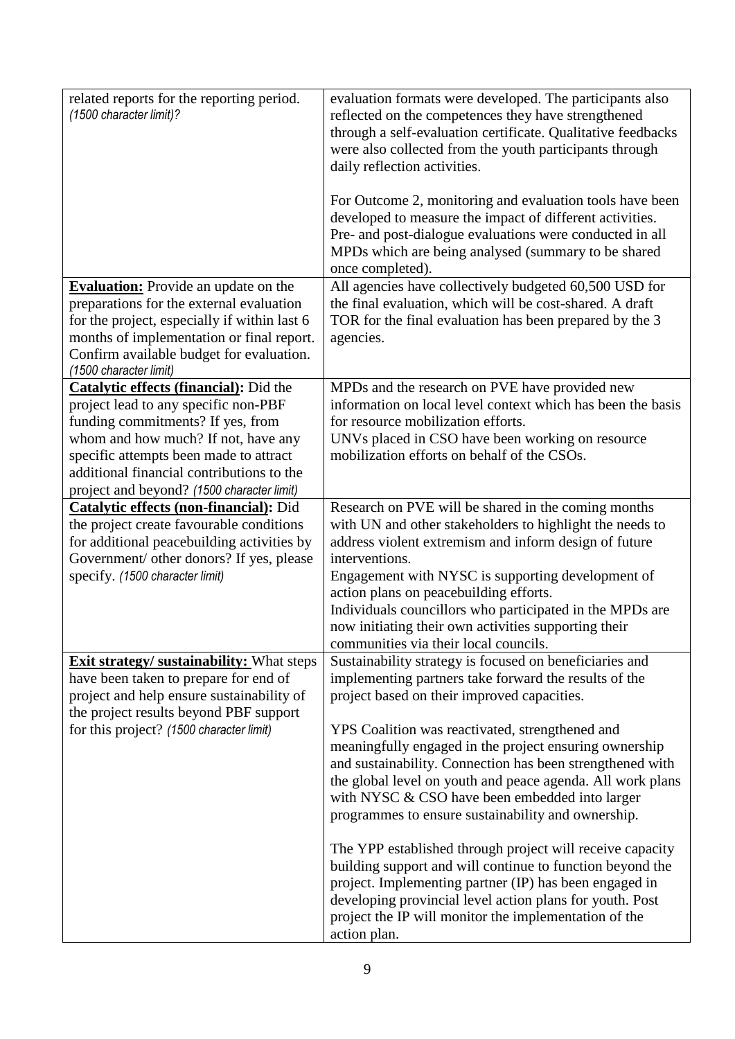| | |
|---|---|
| related reports for the reporting period. *(1500 character limit)?* | evaluation formats were developed. The participants also reflected on the competences they have strengthened through a self-evaluation certificate. Qualitative feedbacks were also collected from the youth participants through daily reflection activities.<br><br>For Outcome 2, monitoring and evaluation tools have been developed to measure the impact of different activities. Pre- and post-dialogue evaluations were conducted in all MPDs which are being analysed (summary to be shared once completed). |
| **Evaluation:** Provide an update on the preparations for the external evaluation for the project, especially if within last 6 months of implementation or final report. Confirm available budget for evaluation. *(1500 character limit)* | All agencies have collectively budgeted 60,500 USD for the final evaluation, which will be cost-shared. A draft TOR for the final evaluation has been prepared by the 3 agencies. |
| **Catalytic effects (financial):** Did the project lead to any specific non-PBF funding commitments? If yes, from whom and how much? If not, have any specific attempts been made to attract additional financial contributions to the project and beyond? *(1500 character limit)* | MPDs and the research on PVE have provided new information on local level context which has been the basis for resource mobilization efforts.<br>UNVs placed in CSO have been working on resource mobilization efforts on behalf of the CSOs. |
| **Catalytic effects (non-financial):** Did the project create favourable conditions for additional peacebuilding activities by Government/ other donors? If yes, please specify. *(1500 character limit)* | Research on PVE will be shared in the coming months with UN and other stakeholders to highlight the needs to address violent extremism and inform design of future interventions.<br>Engagement with NYSC is supporting development of action plans on peacebuilding efforts.<br>Individuals councillors who participated in the MPDs are now initiating their own activities supporting their communities via their local councils. |
| **Exit strategy/ sustainability:** What steps have been taken to prepare for end of project and help ensure sustainability of the project results beyond PBF support for this project? *(1500 character limit)* | Sustainability strategy is focused on beneficiaries and implementing partners take forward the results of the project based on their improved capacities.<br><br>YPS Coalition was reactivated, strengthened and meaningfully engaged in the project ensuring ownership and sustainability. Connection has been strengthened with the global level on youth and peace agenda. All work plans with NYSC & CSO have been embedded into larger programmes to ensure sustainability and ownership.<br><br>The YPP established through project will receive capacity building support and will continue to function beyond the project. Implementing partner (IP) has been engaged in developing provincial level action plans for youth. Post project the IP will monitor the implementation of the action plan. |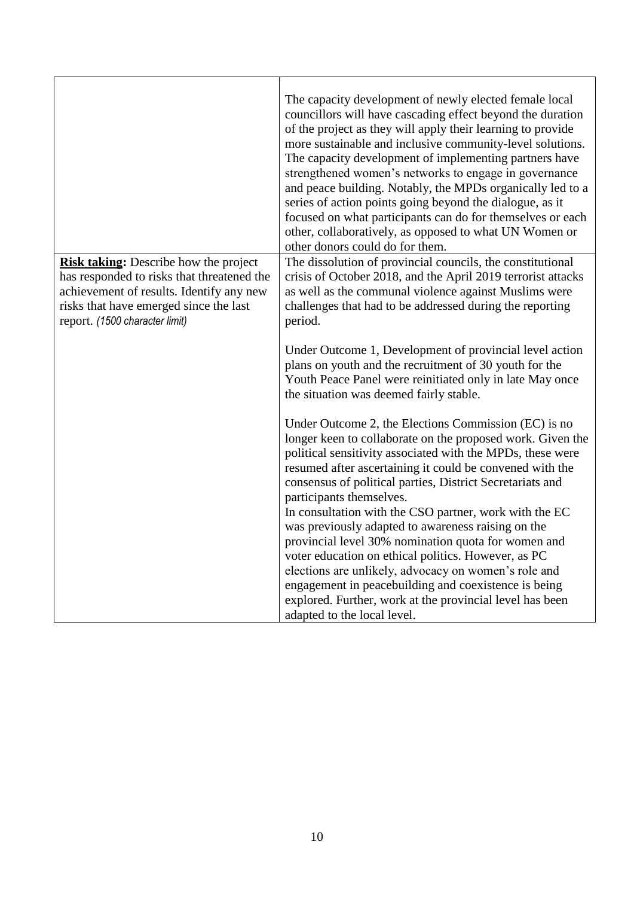| | |
|---|---|
| | The capacity development of newly elected female local councillors will have cascading effect beyond the duration of the project as they will apply their learning to provide more sustainable and inclusive community-level solutions. The capacity development of implementing partners have strengthened women's networks to engage in governance and peace building. Notably, the MPDs organically led to a series of action points going beyond the dialogue, as it focused on what participants can do for themselves or each other, collaboratively, as opposed to what UN Women or other donors could do for them. |
| **Risk taking:** Describe how the project has responded to risks that threatened the achievement of results. Identify any new risks that have emerged since the last report. *(1500 character limit)* | The dissolution of provincial councils, the constitutional crisis of October 2018, and the April 2019 terrorist attacks as well as the communal violence against Muslims were challenges that had to be addressed during the reporting period.<br><br>Under Outcome 1, Development of provincial level action plans on youth and the recruitment of 30 youth for the Youth Peace Panel were reinitiated only in late May once the situation was deemed fairly stable.<br><br>Under Outcome 2, the Elections Commission (EC) is no longer keen to collaborate on the proposed work. Given the political sensitivity associated with the MPDs, these were resumed after ascertaining it could be convened with the consensus of political parties, District Secretariats and participants themselves.<br>In consultation with the CSO partner, work with the EC was previously adapted to awareness raising on the provincial level 30% nomination quota for women and voter education on ethical politics. However, as PC elections are unlikely, advocacy on women's role and engagement in peacebuilding and coexistence is being explored. Further, work at the provincial level has been adapted to the local level. |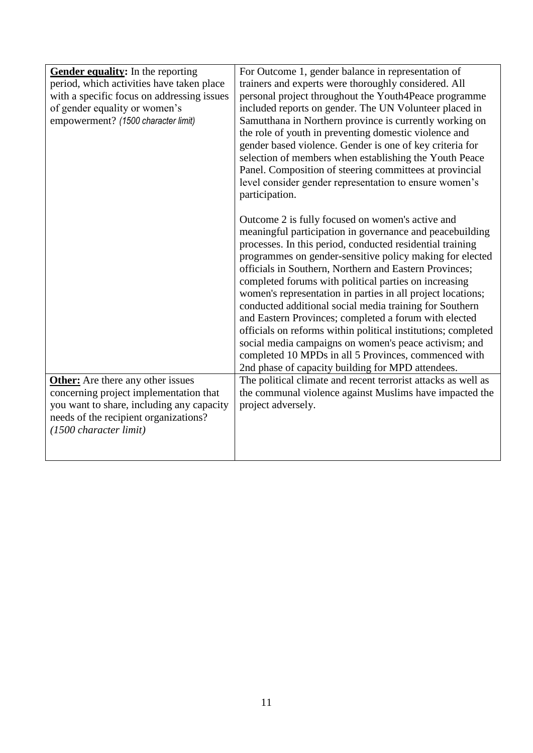| | |
|---|---|
| **Gender equality:** In the reporting period, which activities have taken place with a specific focus on addressing issues of gender equality or women's empowerment? *(1500 character limit)* | For Outcome 1, gender balance in representation of trainers and experts were thoroughly considered. All personal project throughout the Youth4Peace programme included reports on gender. The UN Volunteer placed in Samutthana in Northern province is currently working on the role of youth in preventing domestic violence and gender based violence. Gender is one of key criteria for selection of members when establishing the Youth Peace Panel. Composition of steering committees at provincial level consider gender representation to ensure women's participation.<br><br>Outcome 2 is fully focused on women's active and meaningful participation in governance and peacebuilding processes. In this period, conducted residential training programmes on gender-sensitive policy making for elected officials in Southern, Northern and Eastern Provinces; completed forums with political parties on increasing women's representation in parties in all project locations; conducted additional social media training for Southern and Eastern Provinces; completed a forum with elected officials on reforms within political institutions; completed social media campaigns on women's peace activism; and completed 10 MPDs in all 5 Provinces, commenced with 2nd phase of capacity building for MPD attendees. |
| **Other:** Are there any other issues concerning project implementation that you want to share, including any capacity needs of the recipient organizations? *(1500 character limit)* | The political climate and recent terrorist attacks as well as the communal violence against Muslims have impacted the project adversely. |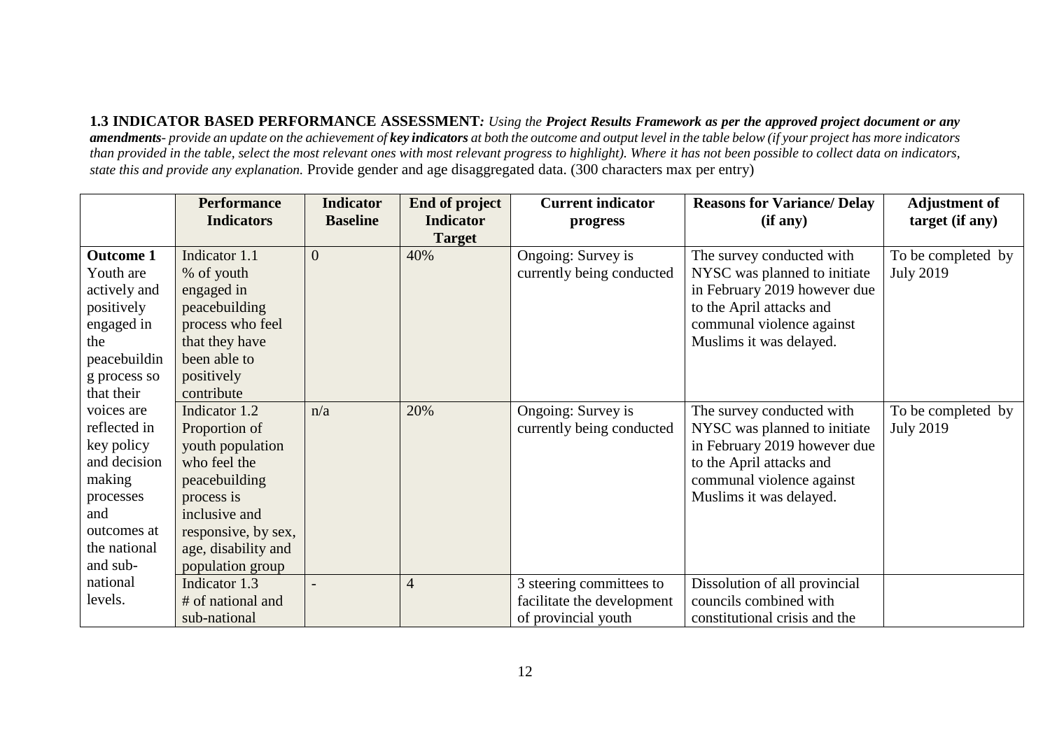**1.3 INDICATOR BASED PERFORMANCE ASSESSMENT***: Using the **Project Results Framework as per the approved project document or any amendments**- provide an update on the achievement of **key indicators** at both the outcome and output level in the table below (if your project has more indicators than provided in the table, select the most relevant ones with most relevant progress to highlight). Where it has not been possible to collect data on indicators, state this and provide any explanation.* Provide gender and age disaggregated data. (300 characters max per entry)

| | Performance Indicators | Indicator Baseline | End of project Indicator Target | Current indicator progress | Reasons for Variance/ Delay (if any) | Adjustment of target (if any) |
|---|---|---|---|---|---|---|
| **Outcome 1** Youth are actively and positively engaged in the peacebuilding process so that their voices are reflected in key policy and decision making processes and outcomes at the national and sub-national levels. | Indicator 1.1 % of youth engaged in peacebuilding process who feel that they have been able to positively contribute | 0 | 40% | Ongoing: Survey is currently being conducted | The survey conducted with NYSC was planned to initiate in February 2019 however due to the April attacks and communal violence against Muslims it was delayed. | To be completed by July 2019 |
| | Indicator 1.2 Proportion of youth population who feel the peacebuilding process is inclusive and responsive, by sex, age, disability and population group | n/a | 20% | Ongoing: Survey is currently being conducted | The survey conducted with NYSC was planned to initiate in February 2019 however due to the April attacks and communal violence against Muslims it was delayed. | To be completed by July 2019 |
| | Indicator 1.3 # of national and sub-national | - | 4 | 3 steering committees to facilitate the development of provincial youth | Dissolution of all provincial councils combined with constitutional crisis and the | |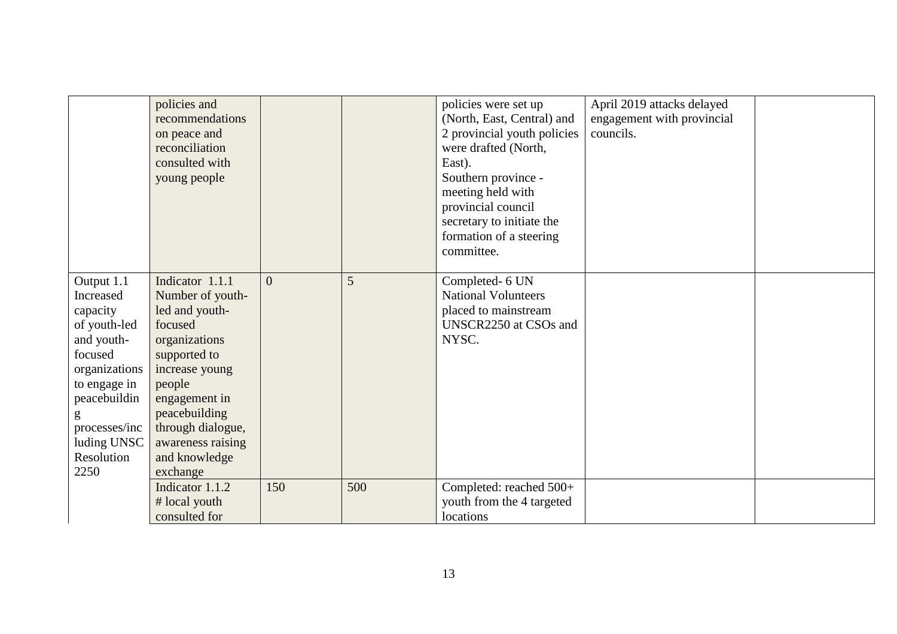| | | | | | | |
|---|---|---|---|---|---|---|
| | policies and recommendations on peace and reconciliation consulted with young people | | | policies were set up (North, East, Central) and 2 provincial youth policies were drafted (North, East).<br>Southern province - meeting held with provincial council secretary to initiate the formation of a steering committee. | April 2019 attacks delayed engagement with provincial councils. | |
| Output 1.1 Increased capacity of youth-led and youth-focused organizations to engage in peacebuilding processes/including UNSC Resolution 2250 | Indicator 1.1.1 Number of youth-led and youth-focused organizations supported to increase young people engagement in peacebuilding through dialogue, awareness raising and knowledge exchange | 0 | 5 | Completed- 6 UN National Volunteers placed to mainstream UNSCR2250 at CSOs and NYSC. | | |
| | Indicator 1.1.2 # local youth consulted for | 150 | 500 | Completed: reached 500+ youth from the 4 targeted locations | | |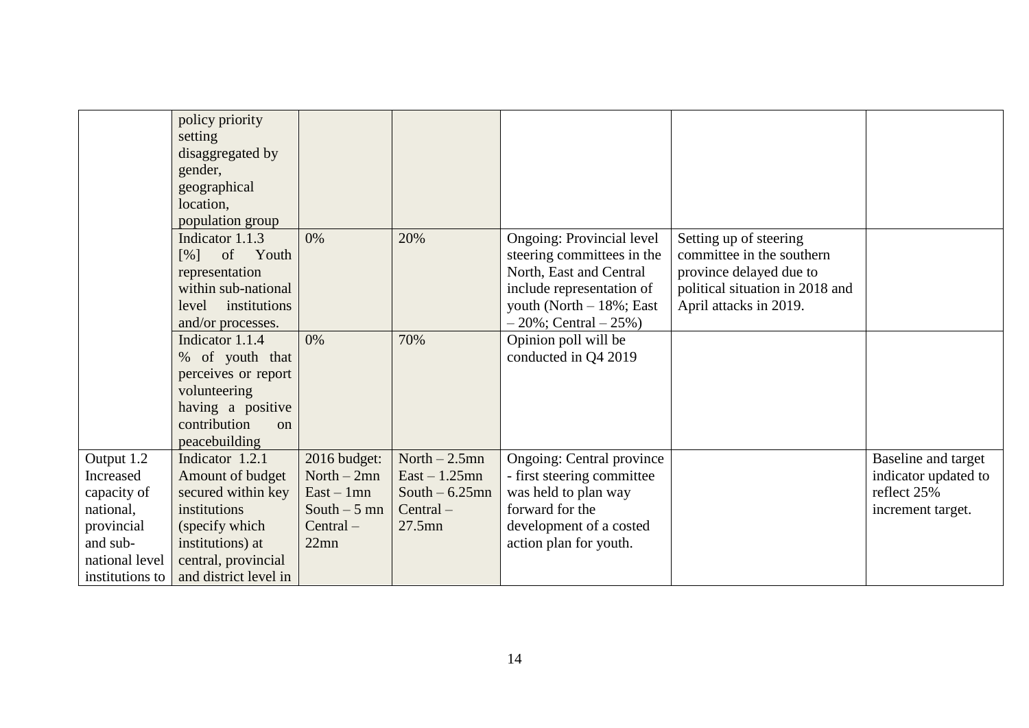| | | | | | | |
|---|---|---|---|---|---|---|
| | policy priority setting disaggregated by gender, geographical location, population group | | | | | |
| | Indicator 1.1.3 [%] of Youth representation within sub-national level institutions and/or processes. | 0% | 20% | Ongoing: Provincial level steering committees in the North, East and Central include representation of youth (North – 18%; East – 20%; Central – 25%) | Setting up of steering committee in the southern province delayed due to political situation in 2018 and April attacks in 2019. | |
| | Indicator 1.1.4 % of youth that perceives or report volunteering having a positive contribution on peacebuilding | 0% | 70% | Opinion poll will be conducted in Q4 2019 | | |
| Output 1.2 Increased capacity of national, provincial and sub-national level institutions to | Indicator 1.2.1 Amount of budget secured within key institutions (specify which institutions) at central, provincial and district level in | 2016 budget: North – 2mn East – 1mn South – 5 mn Central – 22mn | North – 2.5mn East – 1.25mn South – 6.25mn Central – 27.5mn | Ongoing: Central province - first steering committee was held to plan way forward for the development of a costed action plan for youth. | | Baseline and target indicator updated to reflect 25% increment target. |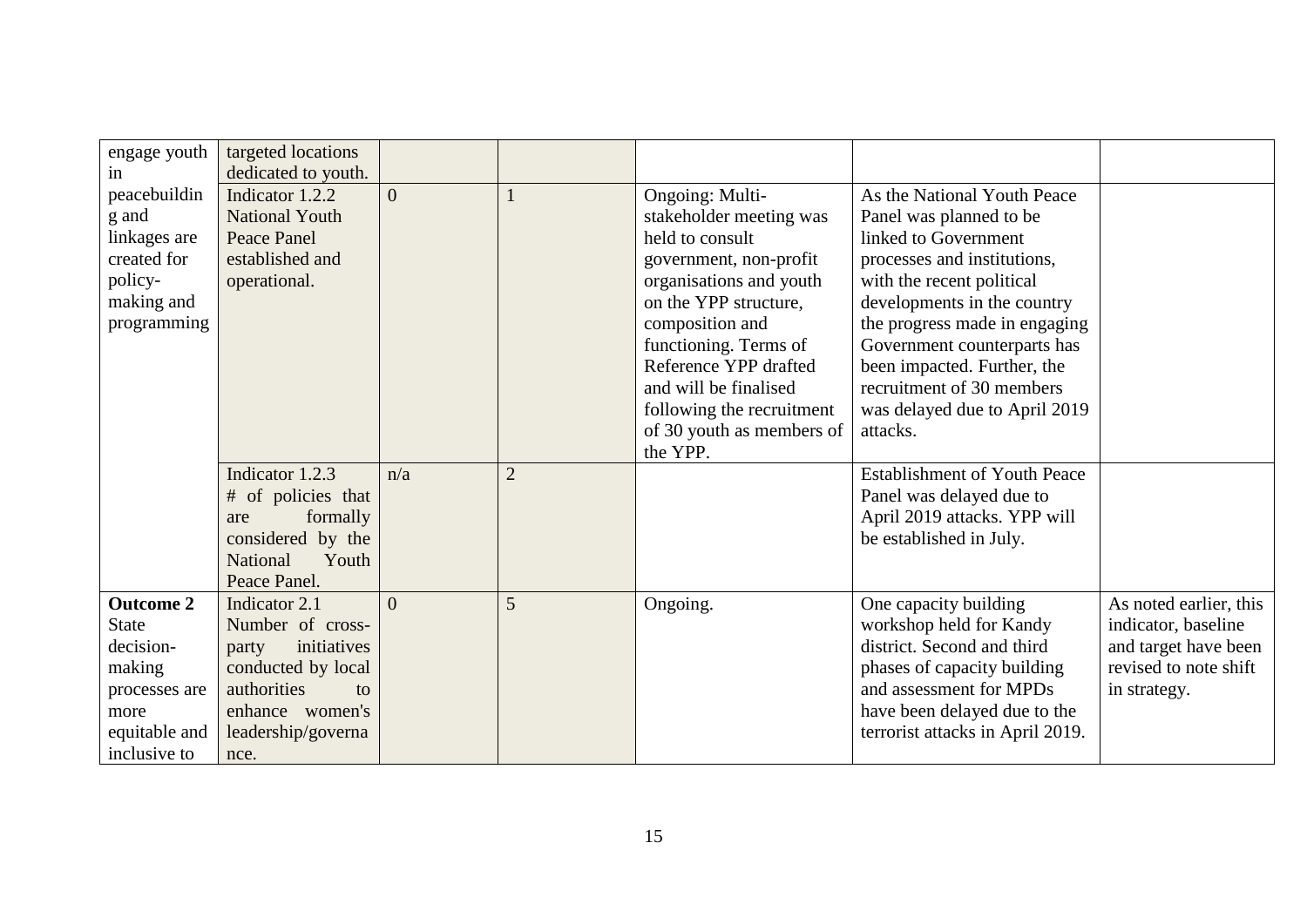| | | | | | | |
|---|---|---|---|---|---|---|
| engage youth in peacebuilding and linkages are created for policy-making and programming | targeted locations dedicated to youth. | | | | | |
| | Indicator 1.2.2 National Youth Peace Panel established and operational. | 0 | 1 | Ongoing: Multi-stakeholder meeting was held to consult government, non-profit organisations and youth on the YPP structure, composition and functioning. Terms of Reference YPP drafted and will be finalised following the recruitment of 30 youth as members of the YPP. | As the National Youth Peace Panel was planned to be linked to Government processes and institutions, with the recent political developments in the country the progress made in engaging Government counterparts has been impacted. Further, the recruitment of 30 members was delayed due to April 2019 attacks. | |
| | Indicator 1.2.3 # of policies that are formally considered by the National Youth Peace Panel. | n/a | 2 | | Establishment of Youth Peace Panel was delayed due to April 2019 attacks. YPP will be established in July. | |
| **Outcome 2** State decision-making processes are more equitable and inclusive to | Indicator 2.1 Number of cross-party initiatives conducted by local authorities to enhance women's leadership/governance. | 0 | 5 | Ongoing. | One capacity building workshop held for Kandy district. Second and third phases of capacity building and assessment for MPDs have been delayed due to the terrorist attacks in April 2019. | As noted earlier, this indicator, baseline and target have been revised to note shift in strategy. |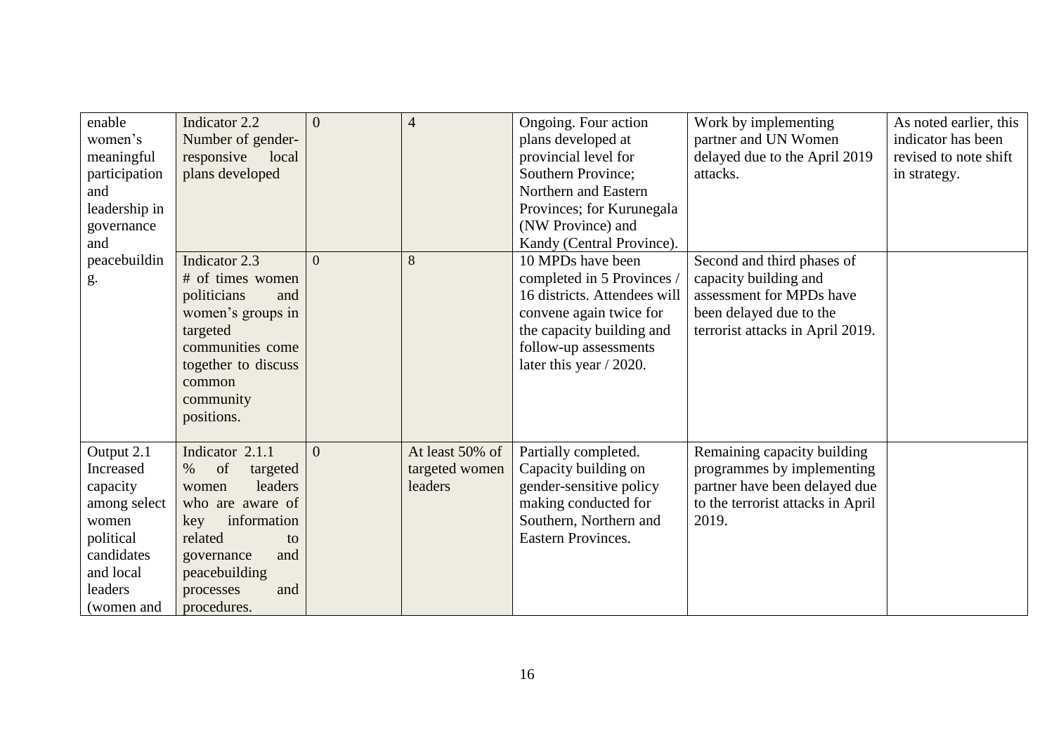| | | | | | | |
|---|---|---|---|---|---|---|
| enable women's meaningful participation and leadership in governance and peacebuilding. | Indicator 2.2 Number of gender-responsive local plans developed | 0 | 4 | Ongoing. Four action plans developed at provincial level for Southern Province; Northern and Eastern Provinces; for Kurunegala (NW Province) and Kandy (Central Province). | Work by implementing partner and UN Women delayed due to the April 2019 attacks. | As noted earlier, this indicator has been revised to note shift in strategy. |
| | Indicator 2.3 # of times women politicians and women's groups in targeted communities come together to discuss common community positions. | 0 | 8 | 10 MPDs have been completed in 5 Provinces / 16 districts. Attendees will convene again twice for the capacity building and follow-up assessments later this year / 2020. | Second and third phases of capacity building and assessment for MPDs have been delayed due to the terrorist attacks in April 2019. | |
| Output 2.1 Increased capacity among select women political candidates and local leaders (women and | Indicator 2.1.1 % of targeted women leaders who are aware of key information related to governance and peacebuilding processes and procedures. | 0 | At least 50% of targeted women leaders | Partially completed. Capacity building on gender-sensitive policy making conducted for Southern, Northern and Eastern Provinces. | Remaining capacity building programmes by implementing partner have been delayed due to the terrorist attacks in April 2019. | |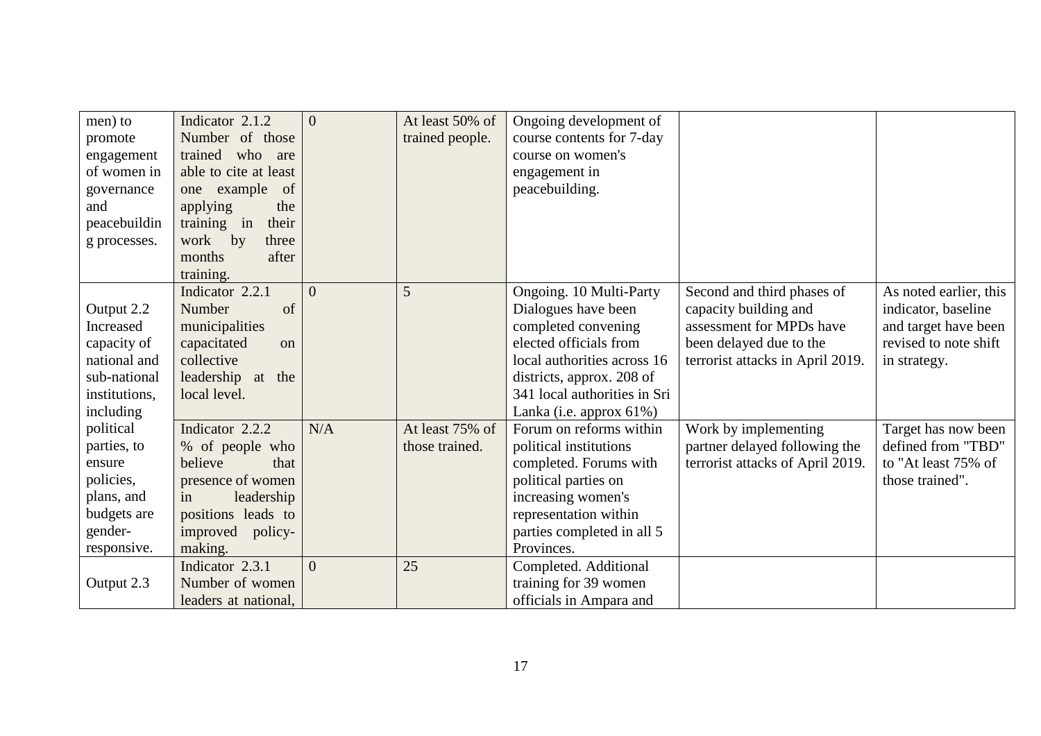| | | | | | | |
|---|---|---|---|---|---|---|
| men) to promote engagement of women in governance and peacebuilding processes. | Indicator 2.1.2 Number of those trained who are able to cite at least one example of applying the training in their work by three months after training. | 0 | At least 50% of trained people. | Ongoing development of course contents for 7-day course on women's engagement in peacebuilding. | | |
| Output 2.2 Increased capacity of national and sub-national institutions, including political parties, to ensure policies, plans, and budgets are gender-responsive. | Indicator 2.2.1 Number of municipalities capacitated on collective leadership at the local level. | 0 | 5 | Ongoing. 10 Multi-Party Dialogues have been completed convening elected officials from local authorities across 16 districts, approx. 208 of 341 local authorities in Sri Lanka (i.e. approx 61%) | Second and third phases of capacity building and assessment for MPDs have been delayed due to the terrorist attacks in April 2019. | As noted earlier, this indicator, baseline and target have been revised to note shift in strategy. |
| | Indicator 2.2.2 % of people who believe that presence of women in leadership positions leads to improved policy-making. | N/A | At least 75% of those trained. | Forum on reforms within political institutions completed. Forums with political parties on increasing women's representation within parties completed in all 5 Provinces. | Work by implementing partner delayed following the terrorist attacks of April 2019. | Target has now been defined from "TBD" to "At least 75% of those trained". |
| Output 2.3 | Indicator 2.3.1 Number of women leaders at national, | 0 | 25 | Completed. Additional training for 39 women officials in Ampara and | | |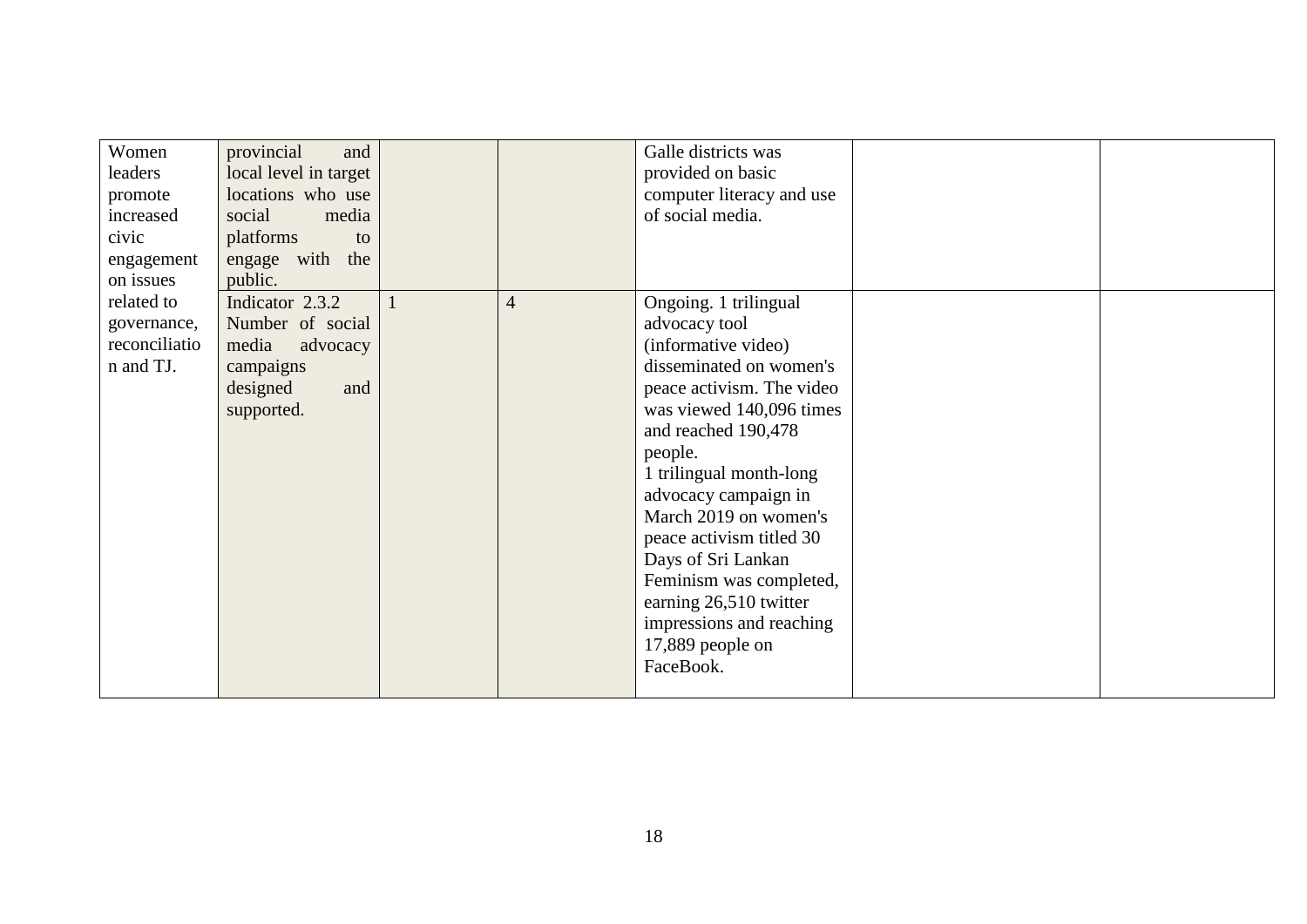| | | | | | | |
|---|---|---|---|---|---|---|
| Women leaders promote increased civic engagement on issues related to governance, reconciliation and TJ. | provincial and local level in target locations who use social media platforms to engage with the public. | | | Galle districts was provided on basic computer literacy and use of social media. | | |
| | Indicator 2.3.2 Number of social media advocacy campaigns designed and supported. | 1 | 4 | Ongoing. 1 trilingual advocacy tool (informative video) disseminated on women's peace activism. The video was viewed 140,096 times and reached 190,478 people.<br>1 trilingual month-long advocacy campaign in March 2019 on women's peace activism titled 30 Days of Sri Lankan Feminism was completed, earning 26,510 twitter impressions and reaching 17,889 people on FaceBook. | | |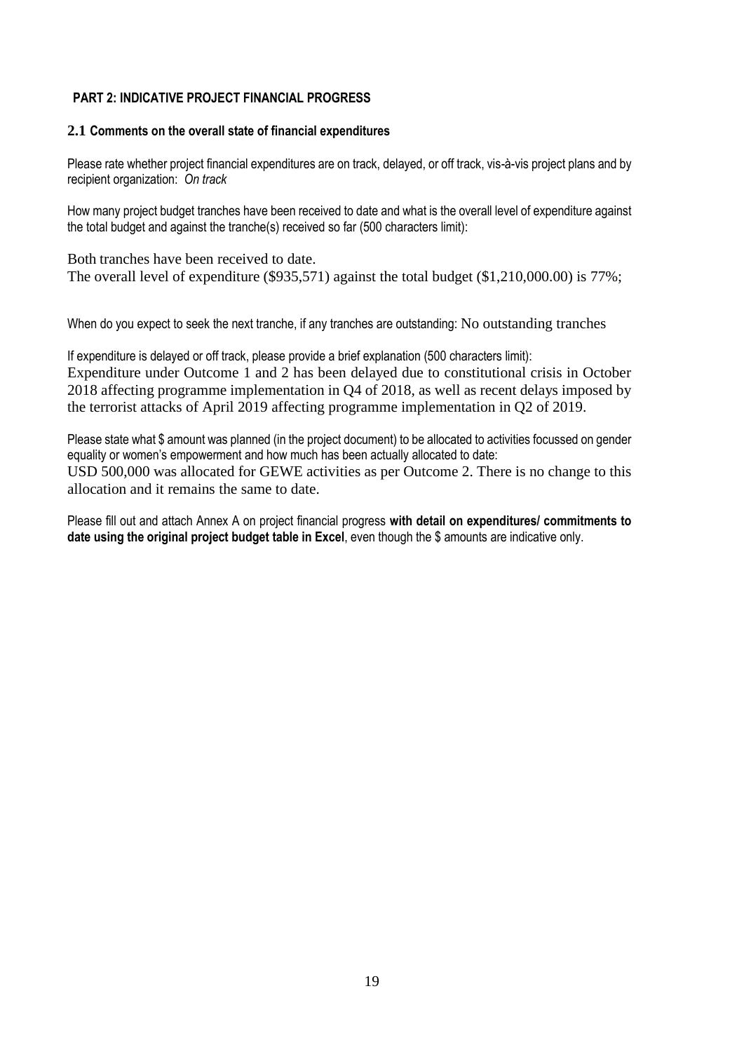## PART 2: INDICATIVE PROJECT FINANCIAL PROGRESS

### 2.1 Comments on the overall state of financial expenditures

Please rate whether project financial expenditures are on track, delayed, or off track, vis-à-vis project plans and by recipient organization: *On track*

How many project budget tranches have been received to date and what is the overall level of expenditure against the total budget and against the tranche(s) received so far (500 characters limit):

Both tranches have been received to date.
The overall level of expenditure ($935,571) against the total budget ($1,210,000.00) is 77%;

When do you expect to seek the next tranche, if any tranches are outstanding: No outstanding tranches

If expenditure is delayed or off track, please provide a brief explanation (500 characters limit):
Expenditure under Outcome 1 and 2 has been delayed due to constitutional crisis in October 2018 affecting programme implementation in Q4 of 2018, as well as recent delays imposed by the terrorist attacks of April 2019 affecting programme implementation in Q2 of 2019.

Please state what $ amount was planned (in the project document) to be allocated to activities focussed on gender equality or women's empowerment and how much has been actually allocated to date:
USD 500,000 was allocated for GEWE activities as per Outcome 2. There is no change to this allocation and it remains the same to date.

Please fill out and attach Annex A on project financial progress **with detail on expenditures/ commitments to date using the original project budget table in Excel**, even though the $ amounts are indicative only.